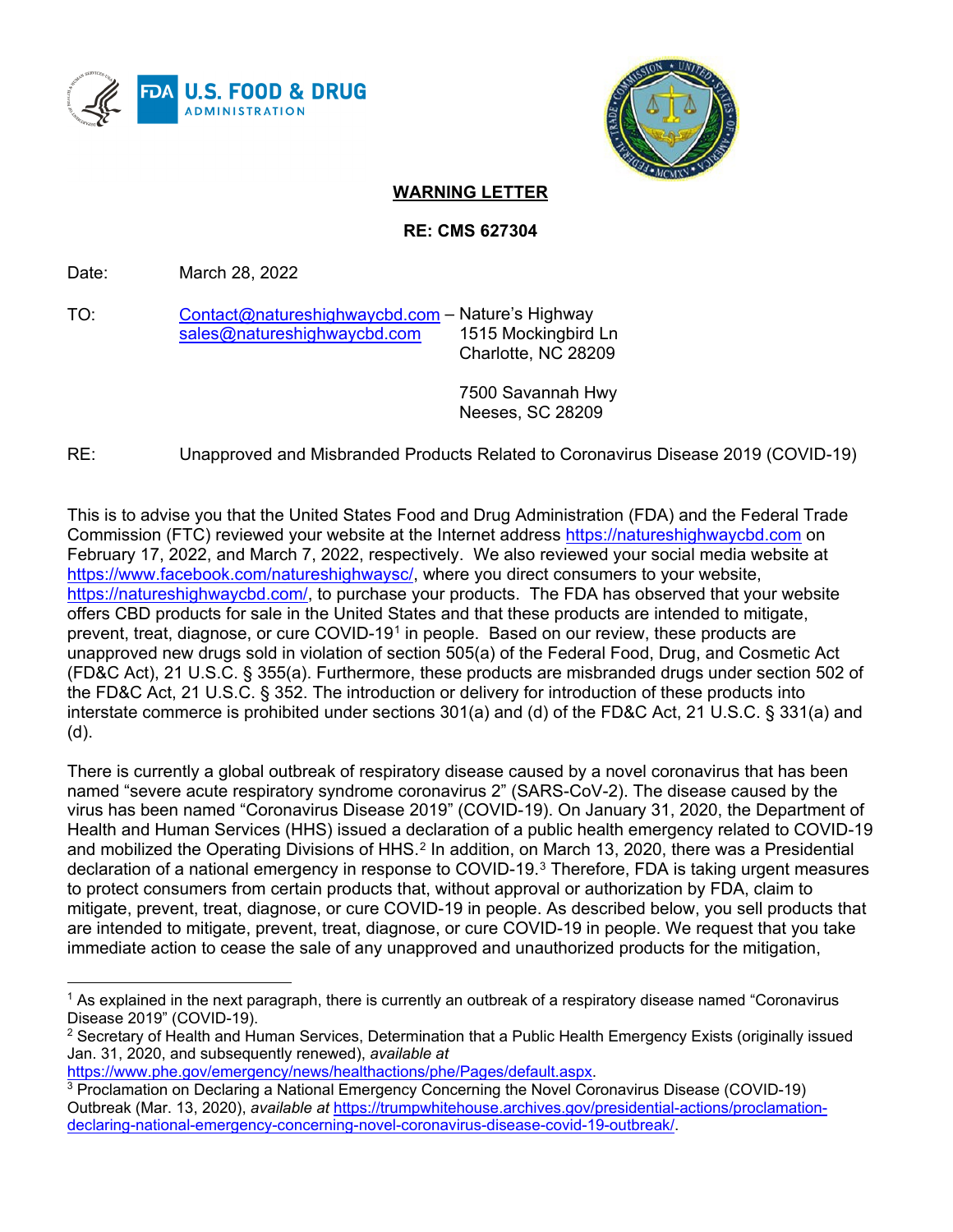**WARNING LETTER**

**RE: CMS 627304**

Date: March 28, 2022

TO: Contact@natureshighwaycbd.com – Nature's Highway
sales@natureshighwaycbd.com
1515 Mockingbird Ln
Charlotte, NC 28209

7500 Savannah Hwy
Neeses, SC 28209

RE: Unapproved and Misbranded Products Related to Coronavirus Disease 2019 (COVID-19)

This is to advise you that the United States Food and Drug Administration (FDA) and the Federal Trade Commission (FTC) reviewed your website at the Internet address https://natureshighwaycbd.com on February 17, 2022, and March 7, 2022, respectively. We also reviewed your social media website at https://www.facebook.com/natureshighwaysc/, where you direct consumers to your website, https://natureshighwaycbd.com/, to purchase your products. The FDA has observed that your website offers CBD products for sale in the United States and that these products are intended to mitigate, prevent, treat, diagnose, or cure COVID-19[1] in people. Based on our review, these products are unapproved new drugs sold in violation of section 505(a) of the Federal Food, Drug, and Cosmetic Act (FD&C Act), 21 U.S.C. § 355(a). Furthermore, these products are misbranded drugs under section 502 of the FD&C Act, 21 U.S.C. § 352. The introduction or delivery for introduction of these products into interstate commerce is prohibited under sections 301(a) and (d) of the FD&C Act, 21 U.S.C. § 331(a) and (d).

There is currently a global outbreak of respiratory disease caused by a novel coronavirus that has been named "severe acute respiratory syndrome coronavirus 2" (SARS-CoV-2). The disease caused by the virus has been named "Coronavirus Disease 2019" (COVID-19). On January 31, 2020, the Department of Health and Human Services (HHS) issued a declaration of a public health emergency related to COVID-19 and mobilized the Operating Divisions of HHS.[2] In addition, on March 13, 2020, there was a Presidential declaration of a national emergency in response to COVID-19.[3] Therefore, FDA is taking urgent measures to protect consumers from certain products that, without approval or authorization by FDA, claim to mitigate, prevent, treat, diagnose, or cure COVID-19 in people. As described below, you sell products that are intended to mitigate, prevent, treat, diagnose, or cure COVID-19 in people. We request that you take immediate action to cease the sale of any unapproved and unauthorized products for the mitigation,

---

[1] As explained in the next paragraph, there is currently an outbreak of a respiratory disease named "Coronavirus Disease 2019" (COVID-19).

[2] Secretary of Health and Human Services, Determination that a Public Health Emergency Exists (originally issued Jan. 31, 2020, and subsequently renewed), *available at* https://www.phe.gov/emergency/news/healthactions/phe/Pages/default.aspx.

[3] Proclamation on Declaring a National Emergency Concerning the Novel Coronavirus Disease (COVID-19) Outbreak (Mar. 13, 2020), *available at* https://trumpwhitehouse.archives.gov/presidential-actions/proclamation-declaring-national-emergency-concerning-novel-coronavirus-disease-covid-19-outbreak/.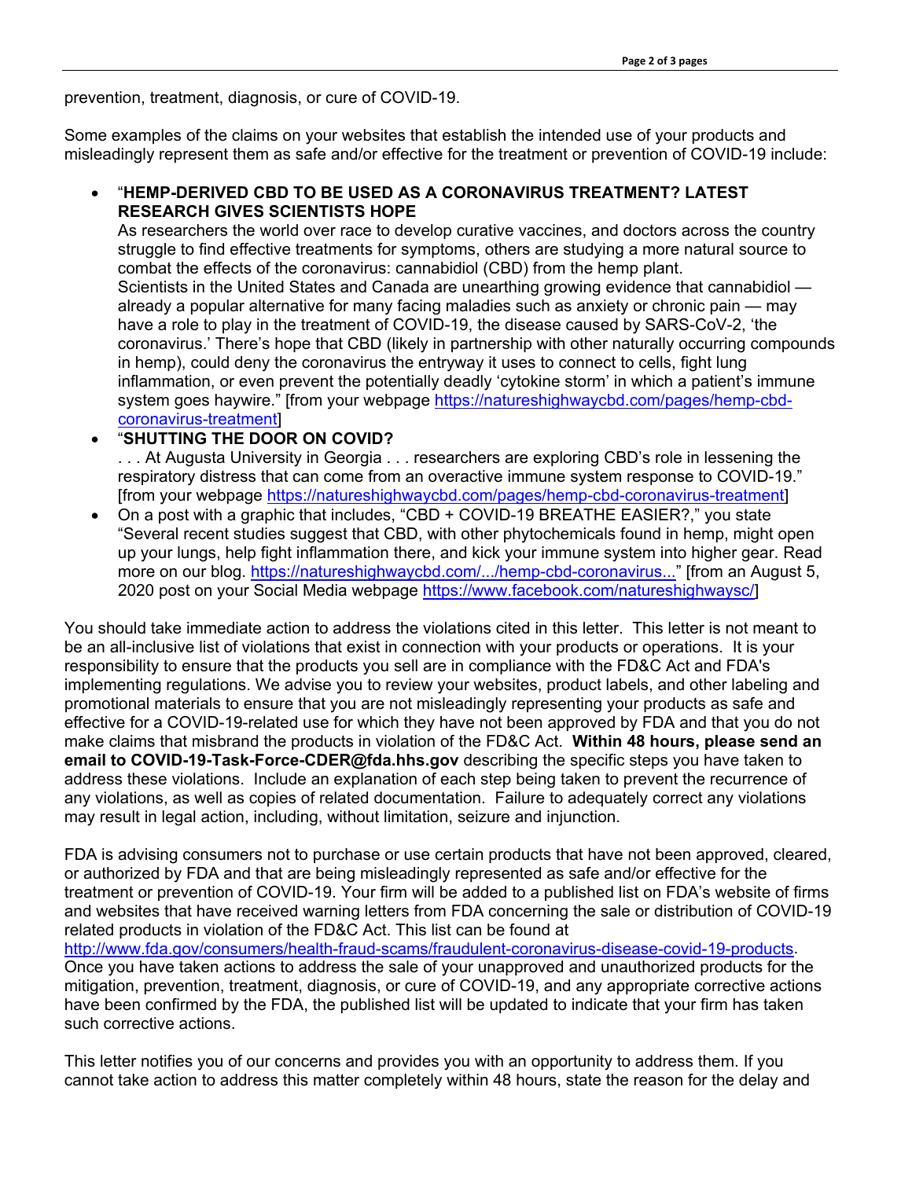prevention, treatment, diagnosis, or cure of COVID-19.

Some examples of the claims on your websites that establish the intended use of your products and misleadingly represent them as safe and/or effective for the treatment or prevention of COVID-19 include:

- "**HEMP-DERIVED CBD TO BE USED AS A CORONAVIRUS TREATMENT? LATEST RESEARCH GIVES SCIENTISTS HOPE**
  As researchers the world over race to develop curative vaccines, and doctors across the country struggle to find effective treatments for symptoms, others are studying a more natural source to combat the effects of the coronavirus: cannabidiol (CBD) from the hemp plant.
  Scientists in the United States and Canada are unearthing growing evidence that cannabidiol — already a popular alternative for many facing maladies such as anxiety or chronic pain — may have a role to play in the treatment of COVID-19, the disease caused by SARS-CoV-2, 'the coronavirus.' There's hope that CBD (likely in partnership with other naturally occurring compounds in hemp), could deny the coronavirus the entryway it uses to connect to cells, fight lung inflammation, or even prevent the potentially deadly 'cytokine storm' in which a patient's immune system goes haywire." [from your webpage https://natureshighwaycbd.com/pages/hemp-cbd-coronavirus-treatment]
- "**SHUTTING THE DOOR ON COVID?**
  . . . At Augusta University in Georgia . . . researchers are exploring CBD's role in lessening the respiratory distress that can come from an overactive immune system response to COVID-19." [from your webpage https://natureshighwaycbd.com/pages/hemp-cbd-coronavirus-treatment]
- On a post with a graphic that includes, "CBD + COVID-19 BREATHE EASIER?," you state "Several recent studies suggest that CBD, with other phytochemicals found in hemp, might open up your lungs, help fight inflammation there, and kick your immune system into higher gear. Read more on our blog. https://natureshighwaycbd.com/.../hemp-cbd-coronavirus..." [from an August 5, 2020 post on your Social Media webpage https://www.facebook.com/natureshighwaysc/]

You should take immediate action to address the violations cited in this letter. This letter is not meant to be an all-inclusive list of violations that exist in connection with your products or operations. It is your responsibility to ensure that the products you sell are in compliance with the FD&C Act and FDA's implementing regulations. We advise you to review your websites, product labels, and other labeling and promotional materials to ensure that you are not misleadingly representing your products as safe and effective for a COVID-19-related use for which they have not been approved by FDA and that you do not make claims that misbrand the products in violation of the FD&C Act. **Within 48 hours, please send an email to COVID-19-Task-Force-CDER@fda.hhs.gov** describing the specific steps you have taken to address these violations. Include an explanation of each step being taken to prevent the recurrence of any violations, as well as copies of related documentation. Failure to adequately correct any violations may result in legal action, including, without limitation, seizure and injunction.

FDA is advising consumers not to purchase or use certain products that have not been approved, cleared, or authorized by FDA and that are being misleadingly represented as safe and/or effective for the treatment or prevention of COVID-19. Your firm will be added to a published list on FDA's website of firms and websites that have received warning letters from FDA concerning the sale or distribution of COVID-19 related products in violation of the FD&C Act. This list can be found at http://www.fda.gov/consumers/health-fraud-scams/fraudulent-coronavirus-disease-covid-19-products. Once you have taken actions to address the sale of your unapproved and unauthorized products for the mitigation, prevention, treatment, diagnosis, or cure of COVID-19, and any appropriate corrective actions have been confirmed by the FDA, the published list will be updated to indicate that your firm has taken such corrective actions.

This letter notifies you of our concerns and provides you with an opportunity to address them. If you cannot take action to address this matter completely within 48 hours, state the reason for the delay and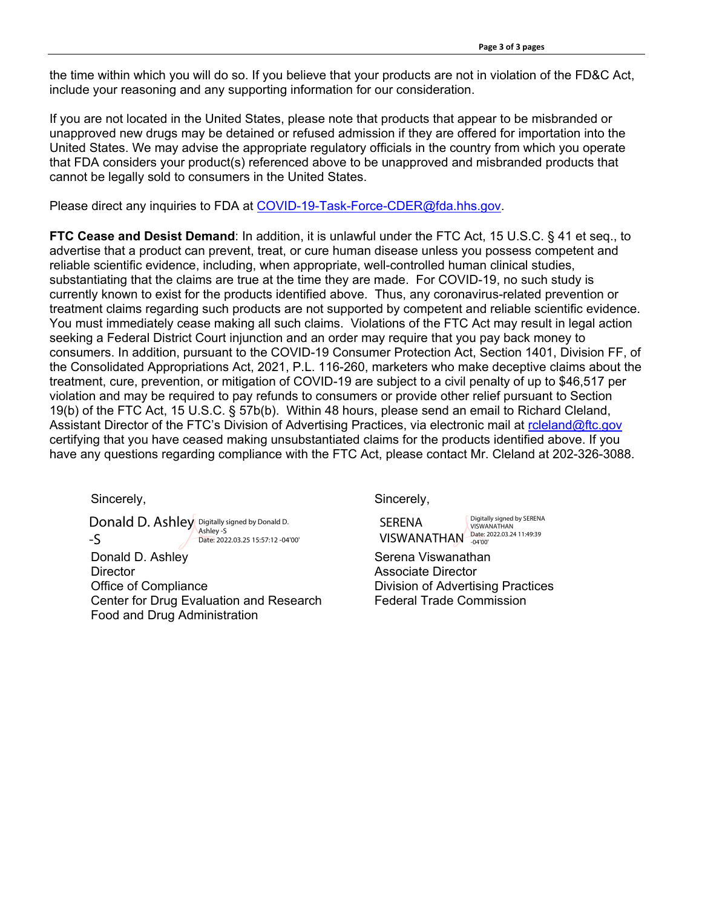the time within which you will do so. If you believe that your products are not in violation of the FD&C Act, include your reasoning and any supporting information for our consideration.

If you are not located in the United States, please note that products that appear to be misbranded or unapproved new drugs may be detained or refused admission if they are offered for importation into the United States. We may advise the appropriate regulatory officials in the country from which you operate that FDA considers your product(s) referenced above to be unapproved and misbranded products that cannot be legally sold to consumers in the United States.

Please direct any inquiries to FDA at COVID-19-Task-Force-CDER@fda.hhs.gov.

**FTC Cease and Desist Demand**: In addition, it is unlawful under the FTC Act, 15 U.S.C. § 41 et seq., to advertise that a product can prevent, treat, or cure human disease unless you possess competent and reliable scientific evidence, including, when appropriate, well-controlled human clinical studies, substantiating that the claims are true at the time they are made. For COVID-19, no such study is currently known to exist for the products identified above. Thus, any coronavirus-related prevention or treatment claims regarding such products are not supported by competent and reliable scientific evidence. You must immediately cease making all such claims. Violations of the FTC Act may result in legal action seeking a Federal District Court injunction and an order may require that you pay back money to consumers. In addition, pursuant to the COVID-19 Consumer Protection Act, Section 1401, Division FF, of the Consolidated Appropriations Act, 2021, P.L. 116-260, marketers who make deceptive claims about the treatment, cure, prevention, or mitigation of COVID-19 are subject to a civil penalty of up to $46,517 per violation and may be required to pay refunds to consumers or provide other relief pursuant to Section 19(b) of the FTC Act, 15 U.S.C. § 57b(b). Within 48 hours, please send an email to Richard Cleland, Assistant Director of the FTC's Division of Advertising Practices, via electronic mail at rcleland@ftc.gov certifying that you have ceased making unsubstantiated claims for the products identified above. If you have any questions regarding compliance with the FTC Act, please contact Mr. Cleland at 202-326-3088.

Sincerely,

Donald D. Ashley -S
Digitally signed by Donald D. Ashley -S
Date: 2022.03.25 15:57:12 -04'00'

Donald D. Ashley
Director
Office of Compliance
Center for Drug Evaluation and Research
Food and Drug Administration

Sincerely,

SERENA VISWANATHAN
Digitally signed by SERENA VISWANATHAN
Date: 2022.03.24 11:49:39 -04'00'

Serena Viswanathan
Associate Director
Division of Advertising Practices
Federal Trade Commission